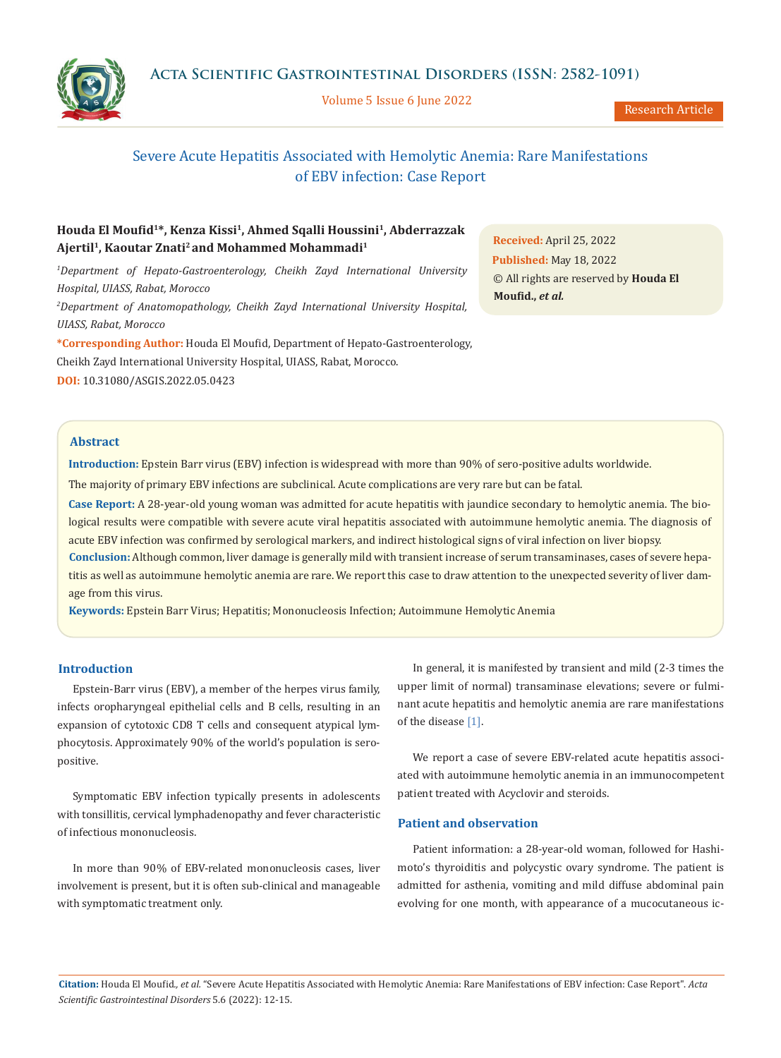# Severe Acute Hepatitis Associated with Hemolytic Anemia: Rare Manifestations of EBV infection: Case Report

**Houda El Moufid[1]\*, Kenza Kissi[1], Ahmed Sqalli Houssini[1], Abderrazzak Ajertil[1], Kaoutar Znati[2] and Mohammed Mohammadi[1]**

*[1]Department of Hepato-Gastroenterology, Cheikh Zayd International University Hospital, UIASS, Rabat, Morocco*

*[2]Department of Anatomopathology, Cheikh Zayd International University Hospital, UIASS, Rabat, Morocco*

**\*Corresponding Author:** Houda El Moufid, Department of Hepato-Gastroenterology, Cheikh Zayd International University Hospital, UIASS, Rabat, Morocco.

**DOI:** 10.31080/ASGIS.2022.05.0423

**Received:** April 25, 2022
**Published:** May 18, 2022
© All rights are reserved by **Houda El Moufid., *et al.***

## Abstract

**Introduction:** Epstein Barr virus (EBV) infection is widespread with more than 90% of sero-positive adults worldwide.

The majority of primary EBV infections are subclinical. Acute complications are very rare but can be fatal.

**Case Report:** A 28-year-old young woman was admitted for acute hepatitis with jaundice secondary to hemolytic anemia. The biological results were compatible with severe acute viral hepatitis associated with autoimmune hemolytic anemia. The diagnosis of acute EBV infection was confirmed by serological markers, and indirect histological signs of viral infection on liver biopsy.

**Conclusion:** Although common, liver damage is generally mild with transient increase of serum transaminases, cases of severe hepatitis as well as autoimmune hemolytic anemia are rare. We report this case to draw attention to the unexpected severity of liver damage from this virus.

**Keywords:** Epstein Barr Virus; Hepatitis; Mononucleosis Infection; Autoimmune Hemolytic Anemia

## Introduction

Epstein-Barr virus (EBV), a member of the herpes virus family, infects oropharyngeal epithelial cells and B cells, resulting in an expansion of cytotoxic CD8 T cells and consequent atypical lymphocytosis. Approximately 90% of the world's population is seropositive.

Symptomatic EBV infection typically presents in adolescents with tonsillitis, cervical lymphadenopathy and fever characteristic of infectious mononucleosis.

In more than 90% of EBV-related mononucleosis cases, liver involvement is present, but it is often sub-clinical and manageable with symptomatic treatment only.

In general, it is manifested by transient and mild (2-3 times the upper limit of normal) transaminase elevations; severe or fulminant acute hepatitis and hemolytic anemia are rare manifestations of the disease [1].

We report a case of severe EBV-related acute hepatitis associated with autoimmune hemolytic anemia in an immunocompetent patient treated with Acyclovir and steroids.

## Patient and observation

Patient information: a 28-year-old woman, followed for Hashimoto's thyroiditis and polycystic ovary syndrome. The patient is admitted for asthenia, vomiting and mild diffuse abdominal pain evolving for one month, with appearance of a mucocutaneous ic-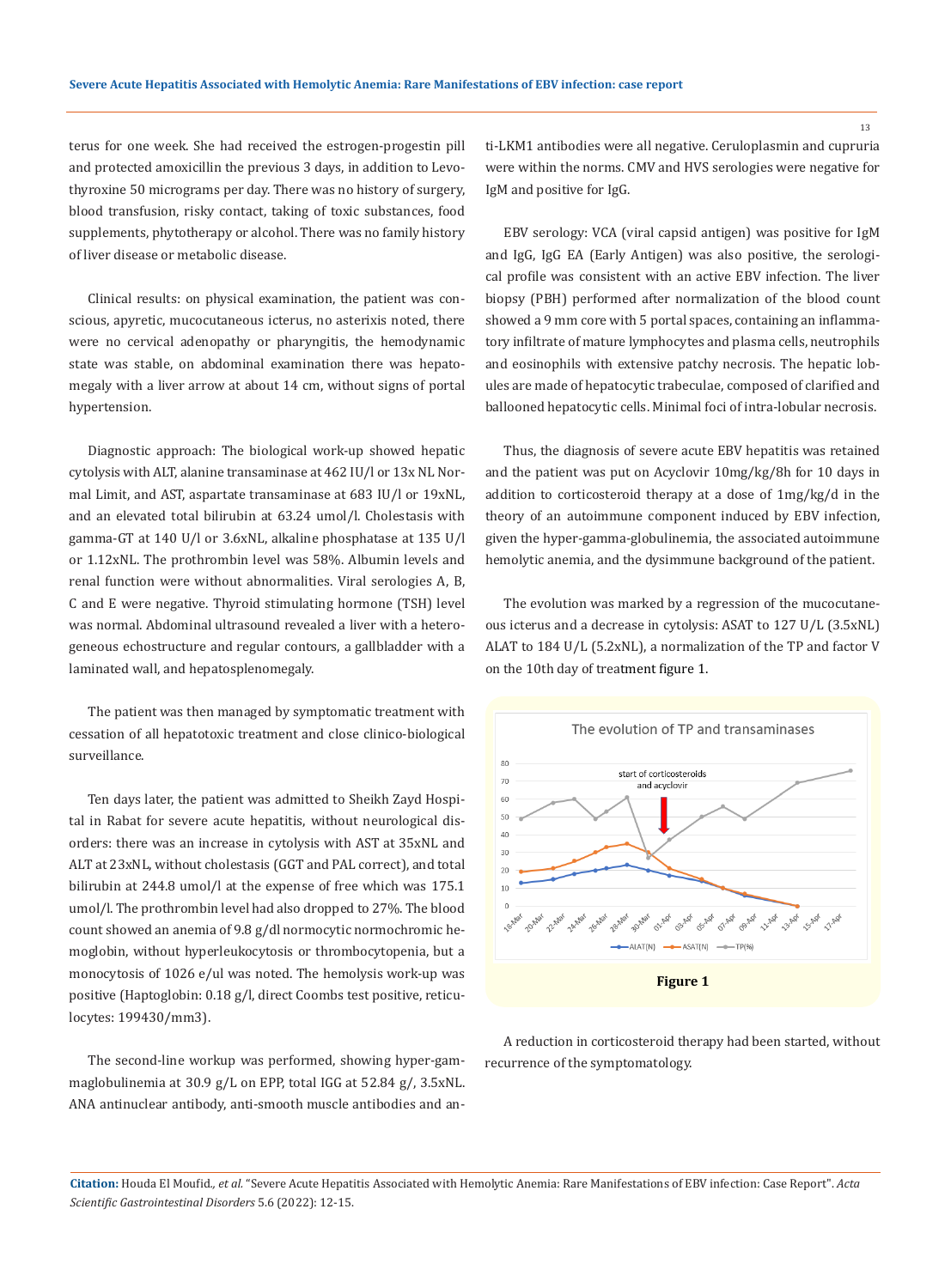terus for one week. She had received the estrogen-progestin pill and protected amoxicillin the previous 3 days, in addition to Levothyroxine 50 micrograms per day. There was no history of surgery, blood transfusion, risky contact, taking of toxic substances, food supplements, phytotherapy or alcohol. There was no family history of liver disease or metabolic disease.

Clinical results: on physical examination, the patient was conscious, apyretic, mucocutaneous icterus, no asterixis noted, there were no cervical adenopathy or pharyngitis, the hemodynamic state was stable, on abdominal examination there was hepatomegaly with a liver arrow at about 14 cm, without signs of portal hypertension.

Diagnostic approach: The biological work-up showed hepatic cytolysis with ALT, alanine transaminase at 462 IU/l or 13x NL Normal Limit, and AST, aspartate transaminase at 683 IU/l or 19xNL, and an elevated total bilirubin at 63.24 umol/l. Cholestasis with gamma-GT at 140 U/l or 3.6xNL, alkaline phosphatase at 135 U/l or 1.12xNL. The prothrombin level was 58%. Albumin levels and renal function were without abnormalities. Viral serologies A, B, C and E were negative. Thyroid stimulating hormone (TSH) level was normal. Abdominal ultrasound revealed a liver with a heterogeneous echostructure and regular contours, a gallbladder with a laminated wall, and hepatosplenomegaly.

The patient was then managed by symptomatic treatment with cessation of all hepatotoxic treatment and close clinico-biological surveillance.

Ten days later, the patient was admitted to Sheikh Zayd Hospital in Rabat for severe acute hepatitis, without neurological disorders: there was an increase in cytolysis with AST at 35xNL and ALT at 23xNL, without cholestasis (GGT and PAL correct), and total bilirubin at 244.8 umol/l at the expense of free which was 175.1 umol/l. The prothrombin level had also dropped to 27%. The blood count showed an anemia of 9.8 g/dl normocytic normochromic hemoglobin, without hyperleukocytosis or thrombocytopenia, but a monocytosis of 1026 e/ul was noted. The hemolysis work-up was positive (Haptoglobin: 0.18 g/l, direct Coombs test positive, reticulocytes: 199430/mm3).

The second-line workup was performed, showing hyper-gammaglobulinemia at 30.9 g/L on EPP, total IGG at 52.84 g/, 3.5xNL. ANA antinuclear antibody, anti-smooth muscle antibodies and anti-LKM1 antibodies were all negative. Ceruloplasmin and cupruria were within the norms. CMV and HVS serologies were negative for IgM and positive for IgG.

EBV serology: VCA (viral capsid antigen) was positive for IgM and IgG, IgG EA (Early Antigen) was also positive, the serological profile was consistent with an active EBV infection. The liver biopsy (PBH) performed after normalization of the blood count showed a 9 mm core with 5 portal spaces, containing an inflammatory infiltrate of mature lymphocytes and plasma cells, neutrophils and eosinophils with extensive patchy necrosis. The hepatic lobules are made of hepatocytic trabeculae, composed of clarified and ballooned hepatocytic cells. Minimal foci of intra-lobular necrosis.

Thus, the diagnosis of severe acute EBV hepatitis was retained and the patient was put on Acyclovir 10mg/kg/8h for 10 days in addition to corticosteroid therapy at a dose of 1mg/kg/d in the theory of an autoimmune component induced by EBV infection, given the hyper-gamma-globulinemia, the associated autoimmune hemolytic anemia, and the dysimmune background of the patient.

The evolution was marked by a regression of the mucocutaneous icterus and a decrease in cytolysis: ASAT to 127 U/L (3.5xNL) ALAT to 184 U/L (5.2xNL), a normalization of the TP and factor V on the 10th day of treatment figure 1.

**Figure 1**

A reduction in corticosteroid therapy had been started, without recurrence of the symptomatology.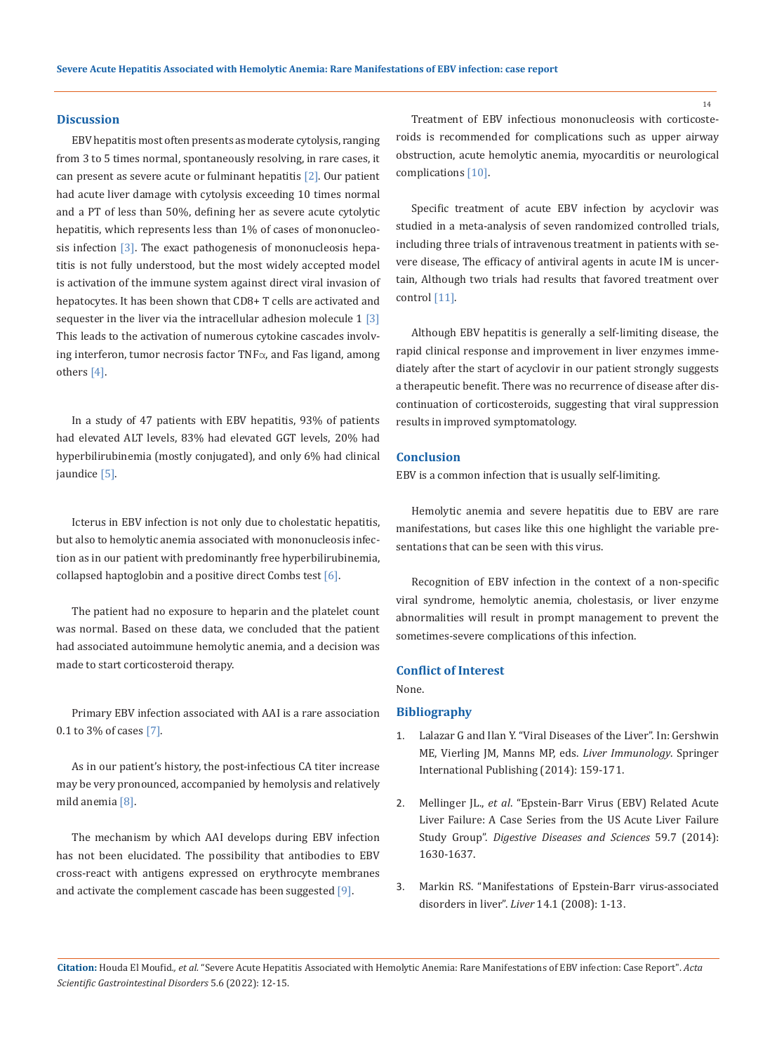## Discussion

EBV hepatitis most often presents as moderate cytolysis, ranging from 3 to 5 times normal, spontaneously resolving, in rare cases, it can present as severe acute or fulminant hepatitis [2]. Our patient had acute liver damage with cytolysis exceeding 10 times normal and a PT of less than 50%, defining her as severe acute cytolytic hepatitis, which represents less than 1% of cases of mononucleosis infection [3]. The exact pathogenesis of mononucleosis hepatitis is not fully understood, but the most widely accepted model is activation of the immune system against direct viral invasion of hepatocytes. It has been shown that CD8+ T cells are activated and sequester in the liver via the intracellular adhesion molecule 1 [3] This leads to the activation of numerous cytokine cascades involving interferon, tumor necrosis factor TNFα, and Fas ligand, among others [4].

In a study of 47 patients with EBV hepatitis, 93% of patients had elevated ALT levels, 83% had elevated GGT levels, 20% had hyperbilirubinemia (mostly conjugated), and only 6% had clinical jaundice [5].

Icterus in EBV infection is not only due to cholestatic hepatitis, but also to hemolytic anemia associated with mononucleosis infection as in our patient with predominantly free hyperbilirubinemia, collapsed haptoglobin and a positive direct Combs test [6].

The patient had no exposure to heparin and the platelet count was normal. Based on these data, we concluded that the patient had associated autoimmune hemolytic anemia, and a decision was made to start corticosteroid therapy.

Primary EBV infection associated with AAI is a rare association 0.1 to 3% of cases [7].

As in our patient's history, the post-infectious CA titer increase may be very pronounced, accompanied by hemolysis and relatively mild anemia [8].

The mechanism by which AAI develops during EBV infection has not been elucidated. The possibility that antibodies to EBV cross-react with antigens expressed on erythrocyte membranes and activate the complement cascade has been suggested [9].

Treatment of EBV infectious mononucleosis with corticosteroids is recommended for complications such as upper airway obstruction, acute hemolytic anemia, myocarditis or neurological complications [10].

Specific treatment of acute EBV infection by acyclovir was studied in a meta-analysis of seven randomized controlled trials, including three trials of intravenous treatment in patients with severe disease, The efficacy of antiviral agents in acute IM is uncertain, Although two trials had results that favored treatment over control [11].

Although EBV hepatitis is generally a self-limiting disease, the rapid clinical response and improvement in liver enzymes immediately after the start of acyclovir in our patient strongly suggests a therapeutic benefit. There was no recurrence of disease after discontinuation of corticosteroids, suggesting that viral suppression results in improved symptomatology.

## Conclusion

EBV is a common infection that is usually self-limiting.

Hemolytic anemia and severe hepatitis due to EBV are rare manifestations, but cases like this one highlight the variable presentations that can be seen with this virus.

Recognition of EBV infection in the context of a non-specific viral syndrome, hemolytic anemia, cholestasis, or liver enzyme abnormalities will result in prompt management to prevent the sometimes-severe complications of this infection.

## Conflict of Interest

None.

## Bibliography

1. Lalazar G and Ilan Y. "Viral Diseases of the Liver". In: Gershwin ME, Vierling JM, Manns MP, eds. *Liver Immunology*. Springer International Publishing (2014): 159-171.
2. Mellinger JL., *et al*. "Epstein-Barr Virus (EBV) Related Acute Liver Failure: A Case Series from the US Acute Liver Failure Study Group". *Digestive Diseases and Sciences* 59.7 (2014): 1630-1637.
3. Markin RS. "Manifestations of Epstein-Barr virus-associated disorders in liver". *Liver* 14.1 (2008): 1-13.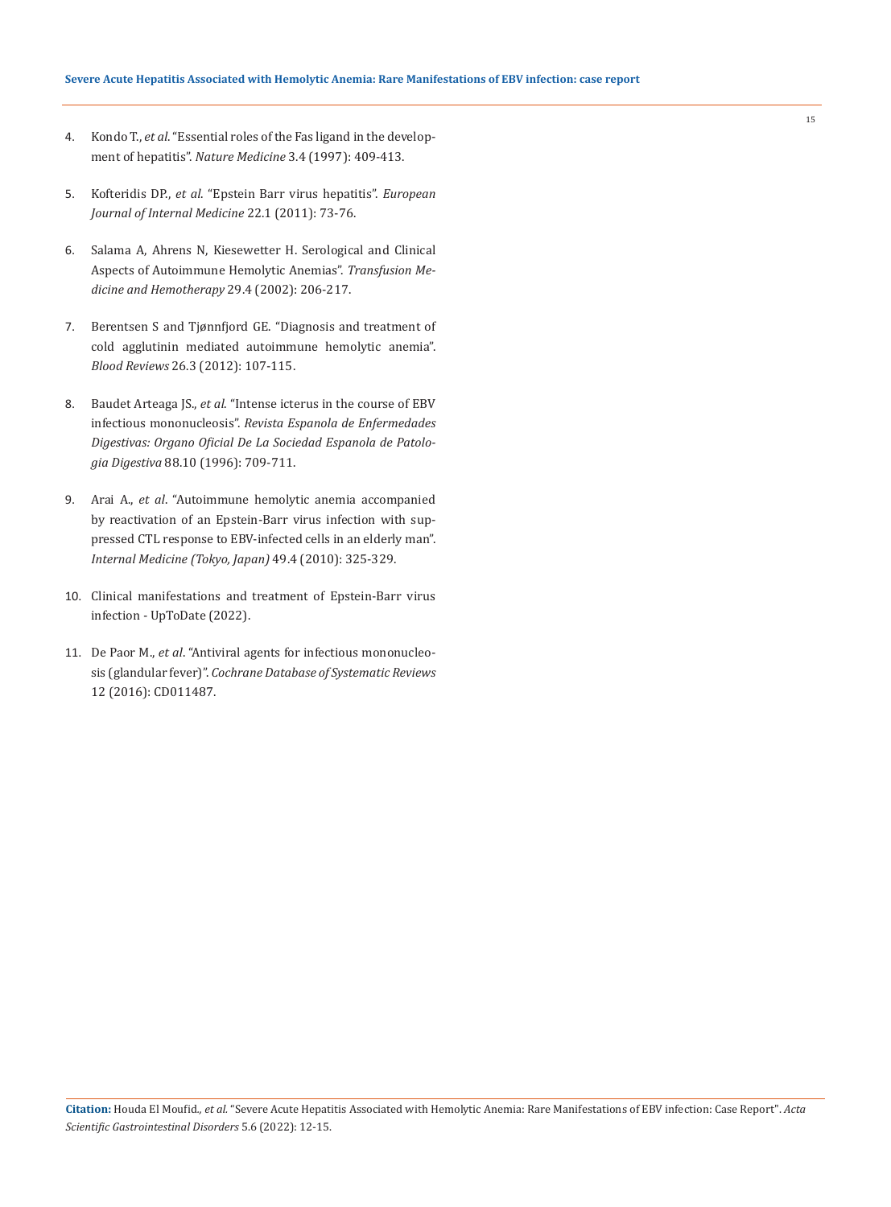4. Kondo T., *et al.* "Essential roles of the Fas ligand in the development of hepatitis". *Nature Medicine* 3.4 (1997): 409-413.

5. Kofteridis DP., *et al.* "Epstein Barr virus hepatitis". *European Journal of Internal Medicine* 22.1 (2011): 73-76.

6. Salama A, Ahrens N, Kiesewetter H. Serological and Clinical Aspects of Autoimmune Hemolytic Anemias". *Transfusion Medicine and Hemotherapy* 29.4 (2002): 206-217.

7. Berentsen S and Tjønnfjord GE. "Diagnosis and treatment of cold agglutinin mediated autoimmune hemolytic anemia". *Blood Reviews* 26.3 (2012): 107-115.

8. Baudet Arteaga JS., *et al.* "Intense icterus in the course of EBV infectious mononucleosis". *Revista Espanola de Enfermedades Digestivas: Organo Oficial De La Sociedad Espanola de Patologia Digestiva* 88.10 (1996): 709-711.

9. Arai A., *et al*. "Autoimmune hemolytic anemia accompanied by reactivation of an Epstein-Barr virus infection with suppressed CTL response to EBV-infected cells in an elderly man". *Internal Medicine (Tokyo, Japan)* 49.4 (2010): 325-329.

10. Clinical manifestations and treatment of Epstein-Barr virus infection - UpToDate (2022).

11. De Paor M., *et al*. "Antiviral agents for infectious mononucleosis (glandular fever)". *Cochrane Database of Systematic Reviews* 12 (2016): CD011487.